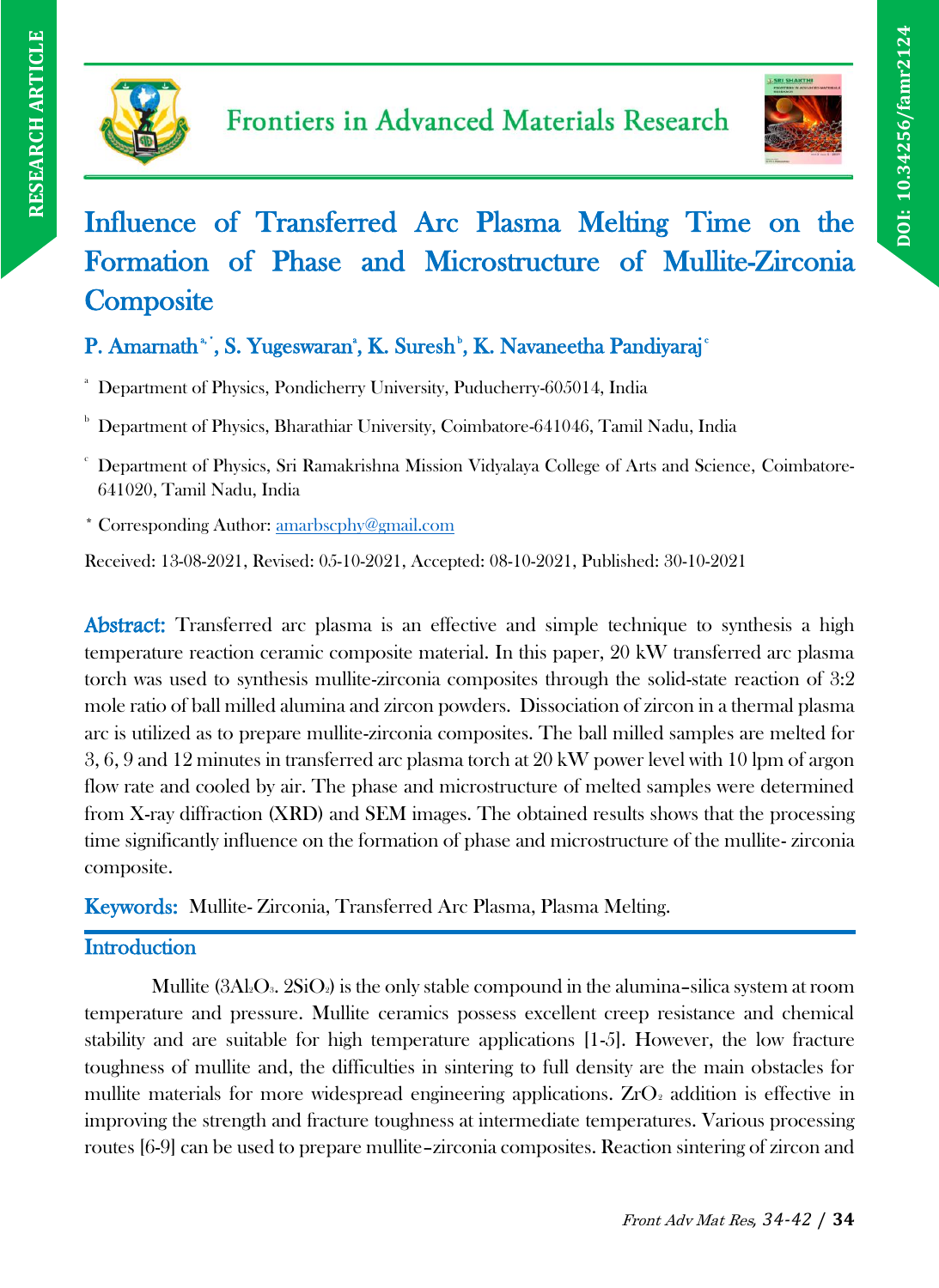# Influence of Transferred Arc Plasma Melting Time on the Formation of Phase and Microstructure of Mullite-Zirconia Composite

**P. Amarnath [a,*], S. Yugeswaran [a], K. Suresh [b], K. Navaneetha Pandiyaraj [c]**

[a] Department of Physics, Pondicherry University, Puducherry-605014, India

[b] Department of Physics, Bharathiar University, Coimbatore-641046, Tamil Nadu, India

[c] Department of Physics, Sri Ramakrishna Mission Vidyalaya College of Arts and Science, Coimbatore-641020, Tamil Nadu, India

[*] Corresponding Author: amarbscphy@gmail.com

Received: 13-08-2021, Revised: 05-10-2021, Accepted: 08-10-2021, Published: 30-10-2021

**Abstract:** Transferred arc plasma is an effective and simple technique to synthesis a high temperature reaction ceramic composite material. In this paper, 20 kW transferred arc plasma torch was used to synthesis mullite-zirconia composites through the solid-state reaction of 3:2 mole ratio of ball milled alumina and zircon powders. Dissociation of zircon in a thermal plasma arc is utilized as to prepare mullite-zirconia composites. The ball milled samples are melted for 3, 6, 9 and 12 minutes in transferred arc plasma torch at 20 kW power level with 10 lpm of argon flow rate and cooled by air. The phase and microstructure of melted samples were determined from X-ray diffraction (XRD) and SEM images. The obtained results shows that the processing time significantly influence on the formation of phase and microstructure of the mullite- zirconia composite.

**Keywords:** Mullite- Zirconia, Transferred Arc Plasma, Plasma Melting.

## Introduction

Mullite ($3Al_2O_3 . 2SiO_2$) is the only stable compound in the alumina–silica system at room temperature and pressure. Mullite ceramics possess excellent creep resistance and chemical stability and are suitable for high temperature applications [1-5]. However, the low fracture toughness of mullite and, the difficulties in sintering to full density are the main obstacles for mullite materials for more widespread engineering applications. $ZrO_2$ addition is effective in improving the strength and fracture toughness at intermediate temperatures. Various processing routes [6-9] can be used to prepare mullite–zirconia composites. Reaction sintering of zircon and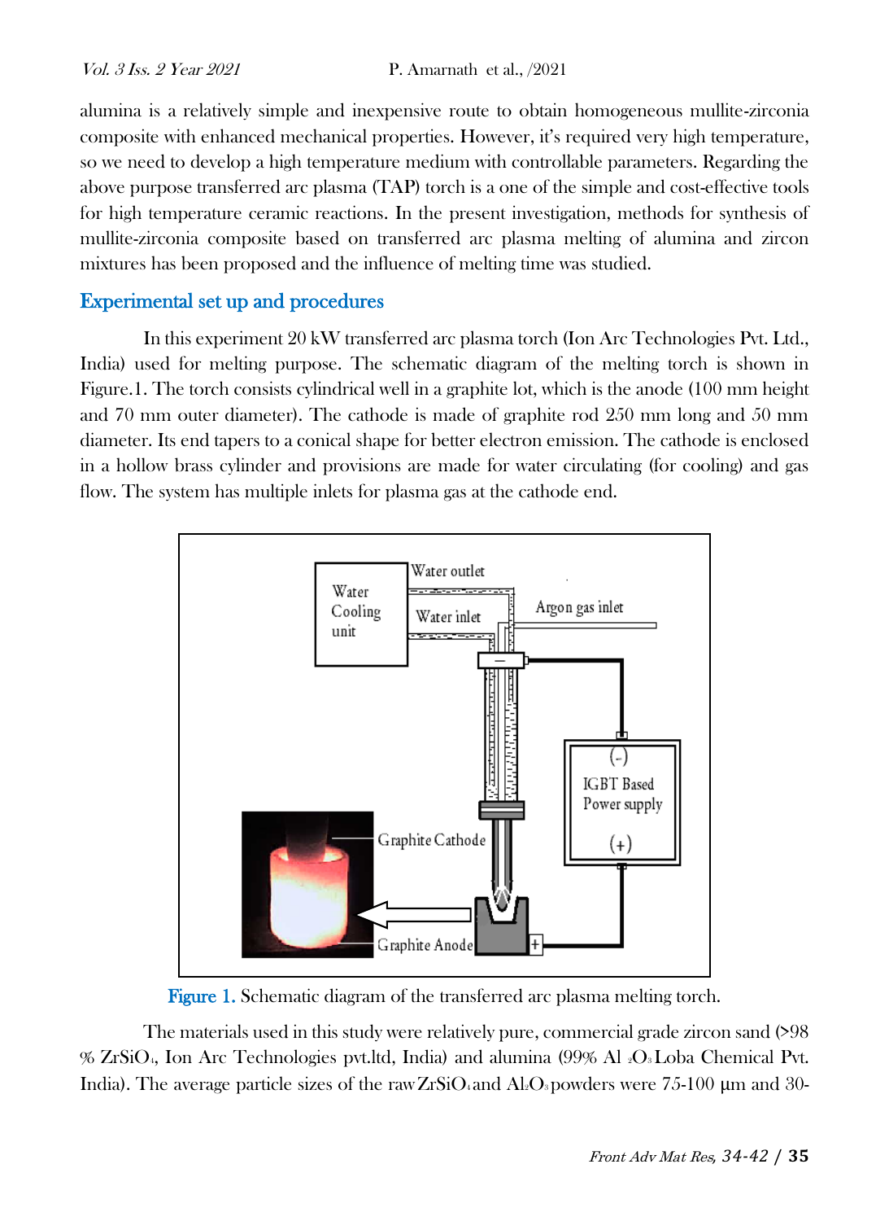alumina is a relatively simple and inexpensive route to obtain homogeneous mullite-zirconia composite with enhanced mechanical properties. However, it's required very high temperature, so we need to develop a high temperature medium with controllable parameters. Regarding the above purpose transferred arc plasma (TAP) torch is a one of the simple and cost-effective tools for high temperature ceramic reactions. In the present investigation, methods for synthesis of mullite-zirconia composite based on transferred arc plasma melting of alumina and zircon mixtures has been proposed and the influence of melting time was studied.

## Experimental set up and procedures

In this experiment 20 kW transferred arc plasma torch (Ion Arc Technologies Pvt. Ltd., India) used for melting purpose. The schematic diagram of the melting torch is shown in Figure.1. The torch consists cylindrical well in a graphite lot, which is the anode (100 mm height and 70 mm outer diameter). The cathode is made of graphite rod 250 mm long and 50 mm diameter. Its end tapers to a conical shape for better electron emission. The cathode is enclosed in a hollow brass cylinder and provisions are made for water circulating (for cooling) and gas flow. The system has multiple inlets for plasma gas at the cathode end.

Figure 1. Schematic diagram of the transferred arc plasma melting torch.

The materials used in this study were relatively pure, commercial grade zircon sand (>98 % $ZrSiO_4$, Ion Arc Technologies pvt.ltd, India) and alumina (99% $Al_2O_3$ Loba Chemical Pvt. India). The average particle sizes of the raw $ZrSiO_4$ and $Al_2O_3$ powders were 75-100 µm and 30-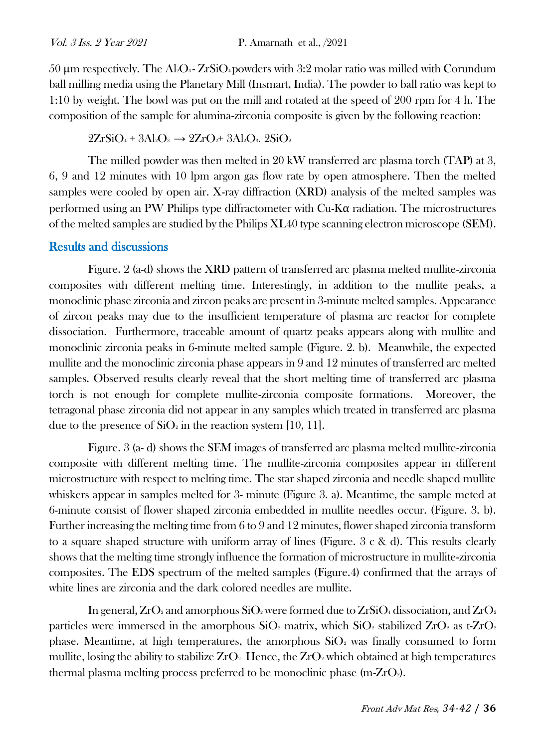50 μm respectively. The $Al_2O_3$- $ZrSiO_4$ powders with 3:2 molar ratio was milled with Corundum ball milling media using the Planetary Mill (Insmart, India). The powder to ball ratio was kept to 1:10 by weight. The bowl was put on the mill and rotated at the speed of 200 rpm for 4 h. The composition of the sample for alumina-zirconia composite is given by the following reaction:

$$2ZrSiO_4 + 3Al_2O_3 \rightarrow 2ZrO_2 + 3Al_2O_3 .\ 2SiO_2$$

The milled powder was then melted in 20 kW transferred arc plasma torch (TAP) at 3, 6, 9 and 12 minutes with 10 lpm argon gas flow rate by open atmosphere. Then the melted samples were cooled by open air. X-ray diffraction (XRD) analysis of the melted samples was performed using an PW Philips type diffractometer with Cu-Kα radiation. The microstructures of the melted samples are studied by the Philips XL40 type scanning electron microscope (SEM).

## Results and discussions

Figure. 2 (a-d) shows the XRD pattern of transferred arc plasma melted mullite-zirconia composites with different melting time. Interestingly, in addition to the mullite peaks, a monoclinic phase zirconia and zircon peaks are present in 3-minute melted samples. Appearance of zircon peaks may due to the insufficient temperature of plasma arc reactor for complete dissociation. Furthermore, traceable amount of quartz peaks appears along with mullite and monoclinic zirconia peaks in 6-minute melted sample (Figure. 2. b). Meanwhile, the expected mullite and the monoclinic zirconia phase appears in 9 and 12 minutes of transferred arc melted samples. Observed results clearly reveal that the short melting time of transferred arc plasma torch is not enough for complete mullite-zirconia composite formations. Moreover, the tetragonal phase zirconia did not appear in any samples which treated in transferred arc plasma due to the presence of $SiO_2$ in the reaction system [10, 11].

Figure. 3 (a- d) shows the SEM images of transferred arc plasma melted mullite-zirconia composite with different melting time. The mullite-zirconia composites appear in different microstructure with respect to melting time. The star shaped zirconia and needle shaped mullite whiskers appear in samples melted for 3- minute (Figure 3. a). Meantime, the sample meted at 6-minute consist of flower shaped zirconia embedded in mullite needles occur. (Figure. 3. b). Further increasing the melting time from 6 to 9 and 12 minutes, flower shaped zirconia transform to a square shaped structure with uniform array of lines (Figure. 3 c & d). This results clearly shows that the melting time strongly influence the formation of microstructure in mullite-zirconia composites. The EDS spectrum of the melted samples (Figure.4) confirmed that the arrays of white lines are zirconia and the dark colored needles are mullite.

In general, $ZrO_2$ and amorphous $SiO_2$ were formed due to $ZrSiO_4$ dissociation, and $ZrO_2$ particles were immersed in the amorphous $SiO_2$ matrix, which $SiO_2$ stabilized $ZrO_2$ as t-$ZrO_2$ phase. Meantime, at high temperatures, the amorphous $SiO_2$ was finally consumed to form mullite, losing the ability to stabilize $ZrO_2$. Hence, the $ZrO_2$ which obtained at high temperatures thermal plasma melting process preferred to be monoclinic phase (m-$ZrO_2$).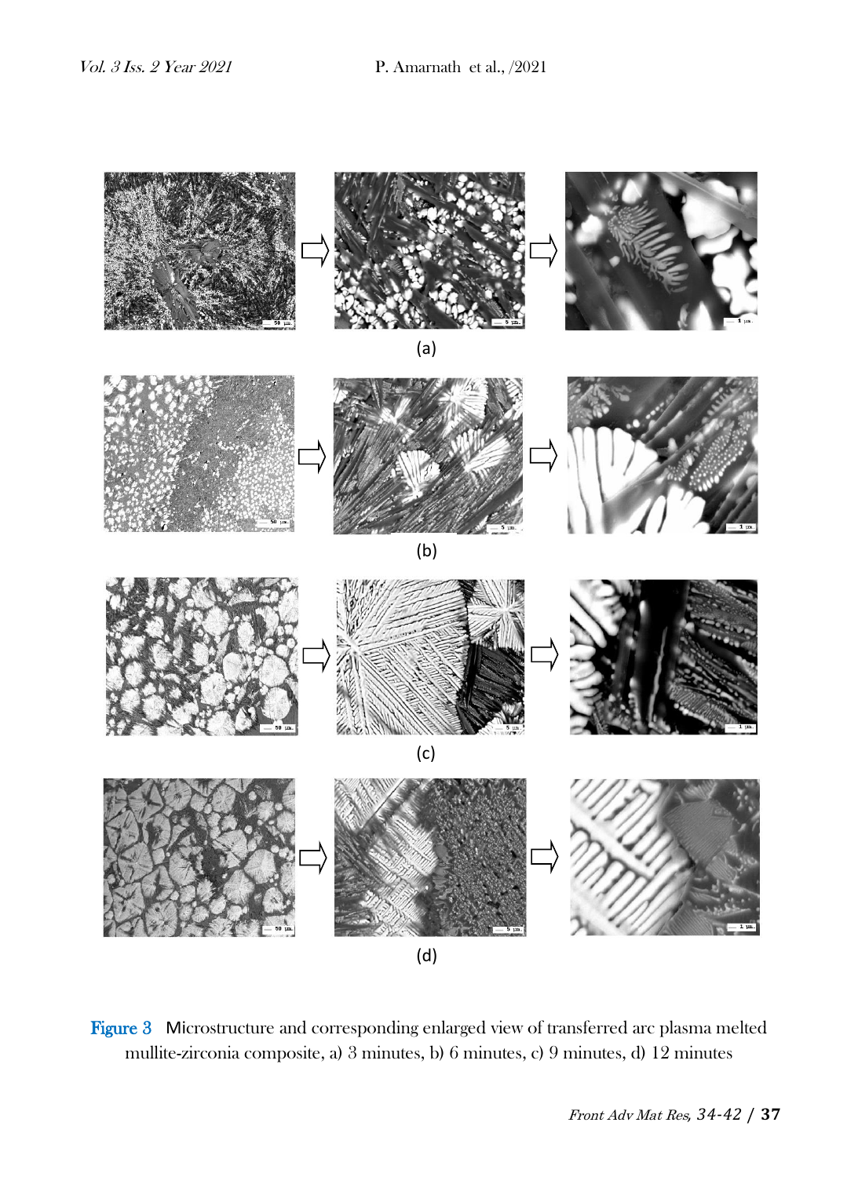(a)

(b)

(c)

(d)

**Figure 3** Microstructure and corresponding enlarged view of transferred arc plasma melted mullite-zirconia composite, a) 3 minutes, b) 6 minutes, c) 9 minutes, d) 12 minutes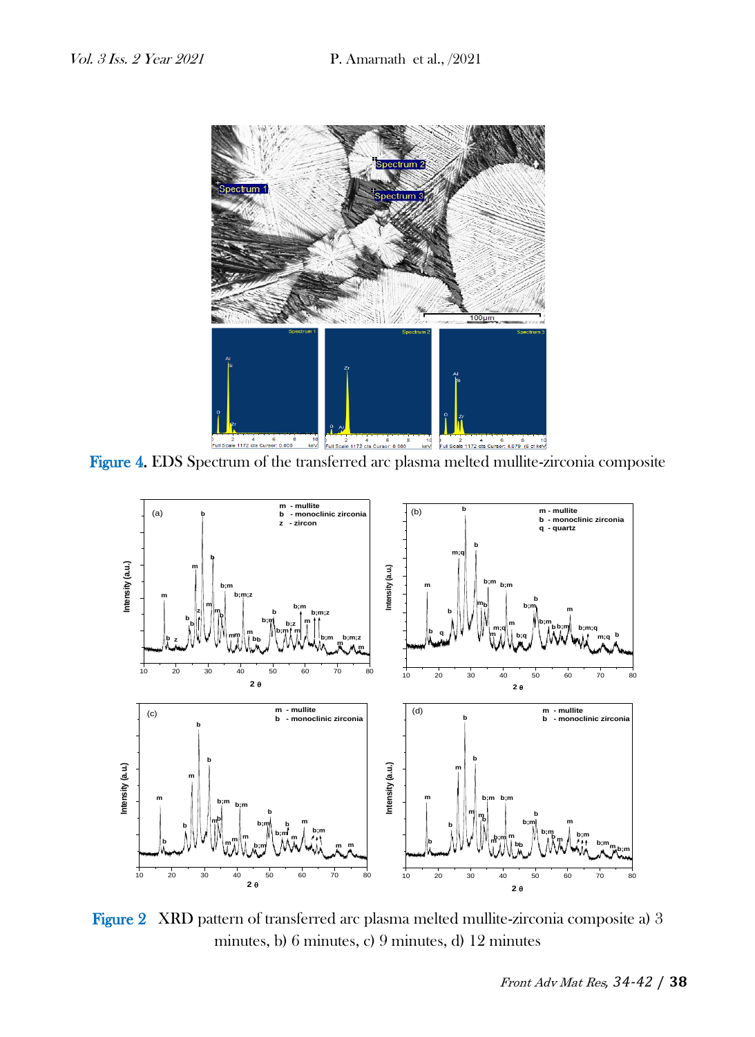**Figure 4.** EDS Spectrum of the transferred arc plasma melted mullite-zirconia composite

**Figure 2** XRD pattern of transferred arc plasma melted mullite-zirconia composite a) 3 minutes, b) 6 minutes, c) 9 minutes, d) 12 minutes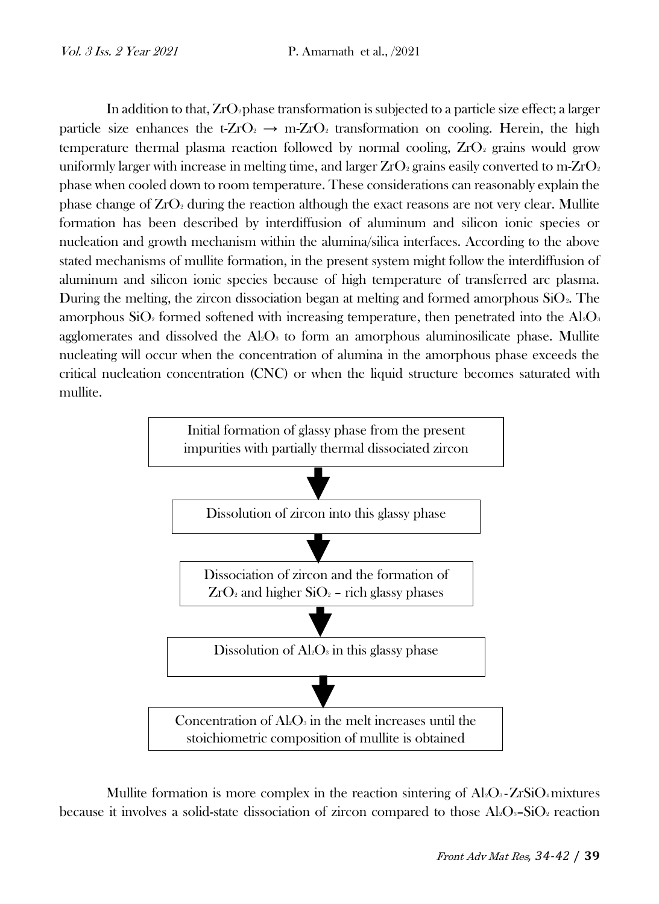In addition to that, $ZrO_2$ phase transformation is subjected to a particle size effect; a larger particle size enhances the t-$ZrO_2$ → m-$ZrO_2$ transformation on cooling. Herein, the high temperature thermal plasma reaction followed by normal cooling, $ZrO_2$ grains would grow uniformly larger with increase in melting time, and larger $ZrO_2$ grains easily converted to m-$ZrO_2$ phase when cooled down to room temperature. These considerations can reasonably explain the phase change of $ZrO_2$ during the reaction although the exact reasons are not very clear. Mullite formation has been described by interdiffusion of aluminum and silicon ionic species or nucleation and growth mechanism within the alumina/silica interfaces. According to the above stated mechanisms of mullite formation, in the present system might follow the interdiffusion of aluminum and silicon ionic species because of high temperature of transferred arc plasma. During the melting, the zircon dissociation began at melting and formed amorphous $SiO_2$. The amorphous $SiO_2$ formed softened with increasing temperature, then penetrated into the $Al_2O_3$ agglomerates and dissolved the $Al_2O_3$ to form an amorphous aluminosilicate phase. Mullite nucleating will occur when the concentration of alumina in the amorphous phase exceeds the critical nucleation concentration (CNC) or when the liquid structure becomes saturated with mullite.

Initial formation of glassy phase from the present impurities with partially thermal dissociated zircon

↓

Dissolution of zircon into this glassy phase

↓

Dissociation of zircon and the formation of $ZrO_2$ and higher $SiO_2$ – rich glassy phases

↓

Dissolution of $Al_2O_3$ in this glassy phase

↓

Concentration of $Al_2O_3$ in the melt increases until the stoichiometric composition of mullite is obtained

Mullite formation is more complex in the reaction sintering of $Al_2O_3$-$ZrSiO_4$ mixtures because it involves a solid-state dissociation of zircon compared to those $Al_2O_3$–$SiO_2$ reaction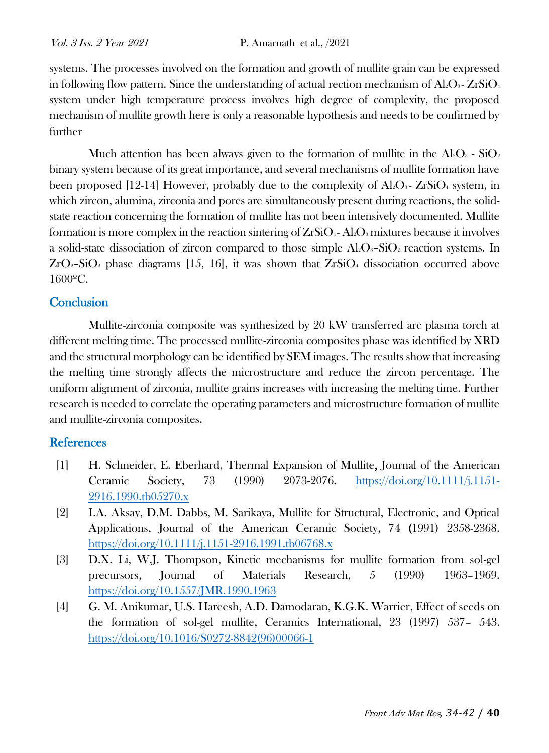systems. The processes involved on the formation and growth of mullite grain can be expressed in following flow pattern. Since the understanding of actual rection mechanism of $Al_2O_3$- $ZrSiO_4$ system under high temperature process involves high degree of complexity, the proposed mechanism of mullite growth here is only a reasonable hypothesis and needs to be confirmed by further

Much attention has been always given to the formation of mullite in the $Al_2O_3$ - $SiO_2$ binary system because of its great importance, and several mechanisms of mullite formation have been proposed [12-14] However, probably due to the complexity of $Al_2O_3$- $ZrSiO_4$ system, in which zircon, alumina, zirconia and pores are simultaneously present during reactions, the solid-state reaction concerning the formation of mullite has not been intensively documented. Mullite formation is more complex in the reaction sintering of $ZrSiO_4$- $Al_2O_3$ mixtures because it involves a solid-state dissociation of zircon compared to those simple $Al_2O_3$–$SiO_2$ reaction systems. In $ZrO_2$–$SiO_2$ phase diagrams [15, 16], it was shown that $ZrSiO_4$ dissociation occurred above 1600ºC.

## Conclusion

Mullite-zirconia composite was synthesized by 20 kW transferred arc plasma torch at different melting time. The processed mullite-zirconia composites phase was identified by XRD and the structural morphology can be identified by SEM images. The results show that increasing the melting time strongly affects the microstructure and reduce the zircon percentage. The uniform alignment of zirconia, mullite grains increases with increasing the melting time. Further research is needed to correlate the operating parameters and microstructure formation of mullite and mullite-zirconia composites.

## References

[1] H. Schneider, E. Eberhard, Thermal Expansion of Mullite**,** Journal of the American Ceramic Society, 73 (1990) 2073-2076. https://doi.org/10.1111/j.1151-2916.1990.tb05270.x

[2] I.A. Aksay, D.M. Dabbs, M. Sarikaya, Mullite for Structural, Electronic, and Optical Applications, Journal of the American Ceramic Society, 74 **(**1991) 2358-2368. https://doi.org/10.1111/j.1151-2916.1991.tb06768.x

[3] D.X. Li, W.J. Thompson, Kinetic mechanisms for mullite formation from sol-gel precursors, Journal of Materials Research, 5 (1990) 1963–1969. https://doi.org/10.1557/JMR.1990.1963

[4] G. M. Anikumar, U.S. Hareesh, A.D. Damodaran, K.G.K. Warrier, Effect of seeds on the formation of sol-gel mullite, Ceramics International, 23 (1997) 537– 543. https://doi.org/10.1016/S0272-8842(96)00066-1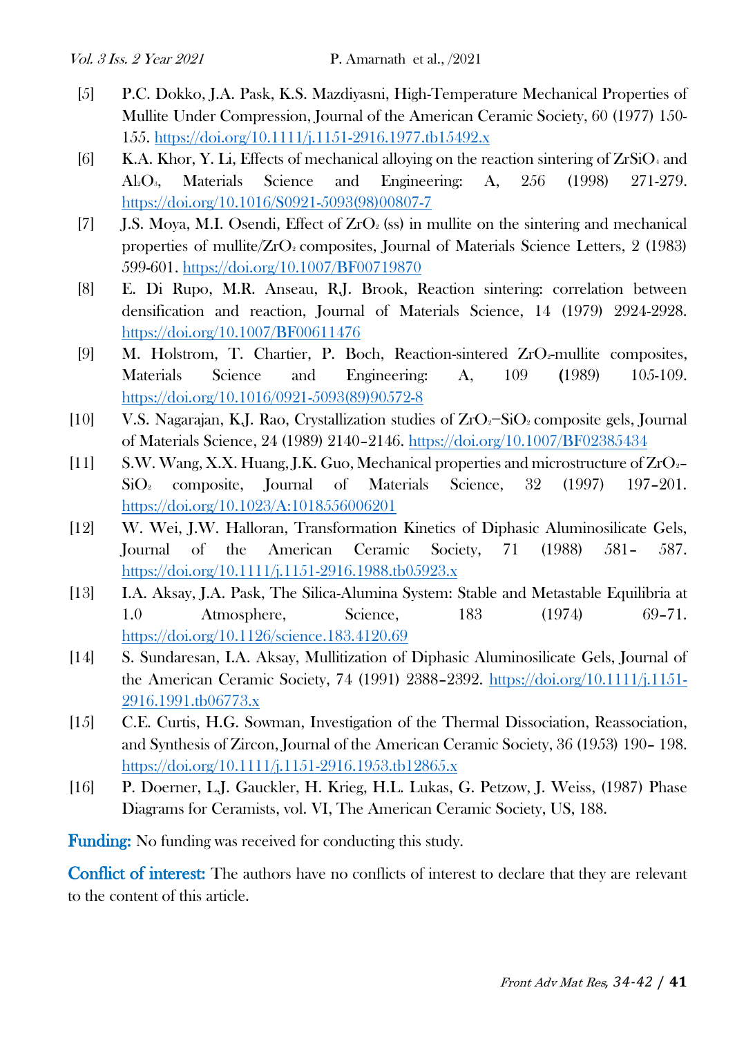[5] P.C. Dokko, J.A. Pask, K.S. Mazdiyasni, High-Temperature Mechanical Properties of Mullite Under Compression, Journal of the American Ceramic Society, 60 (1977) 150-155. https://doi.org/10.1111/j.1151-2916.1977.tb15492.x

[6] K.A. Khor, Y. Li, Effects of mechanical alloying on the reaction sintering of $ZrSiO_4$ and $Al_2O_3$, Materials Science and Engineering: A, 256 (1998) 271-279. https://doi.org/10.1016/S0921-5093(98)00807-7

[7] J.S. Moya, M.I. Osendi, Effect of $ZrO_2$ (ss) in mullite on the sintering and mechanical properties of mullite/$ZrO_2$ composites, Journal of Materials Science Letters, 2 (1983) 599-601. https://doi.org/10.1007/BF00719870

[8] E. Di Rupo, M.R. Anseau, R.J. Brook, Reaction sintering: correlation between densification and reaction, Journal of Materials Science, 14 (1979) 2924-2928. https://doi.org/10.1007/BF00611476

[9] M. Holstrom, T. Chartier, P. Boch, Reaction-sintered $ZrO_2$-mullite composites, Materials Science and Engineering: A, 109 (1989) 105-109. https://doi.org/10.1016/0921-5093(89)90572-8

[10] V.S. Nagarajan, K.J. Rao, Crystallization studies of $ZrO_2$−$SiO_2$ composite gels, Journal of Materials Science, 24 (1989) 2140–2146. https://doi.org/10.1007/BF02385434

[11] S.W. Wang, X.X. Huang, J.K. Guo, Mechanical properties and microstructure of $ZrO_2$–$SiO_2$ composite, Journal of Materials Science, 32 (1997) 197–201. https://doi.org/10.1023/A:1018556006201

[12] W. Wei, J.W. Halloran, Transformation Kinetics of Diphasic Aluminosilicate Gels, Journal of the American Ceramic Society, 71 (1988) 581– 587. https://doi.org/10.1111/j.1151-2916.1988.tb05923.x

[13] I.A. Aksay, J.A. Pask, The Silica-Alumina System: Stable and Metastable Equilibria at 1.0 Atmosphere, Science, 183 (1974) 69–71. https://doi.org/10.1126/science.183.4120.69

[14] S. Sundaresan, I.A. Aksay, Mullitization of Diphasic Aluminosilicate Gels, Journal of the American Ceramic Society, 74 (1991) 2388–2392. https://doi.org/10.1111/j.1151-2916.1991.tb06773.x

[15] C.E. Curtis, H.G. Sowman, Investigation of the Thermal Dissociation, Reassociation, and Synthesis of Zircon, Journal of the American Ceramic Society, 36 (1953) 190– 198. https://doi.org/10.1111/j.1151-2916.1953.tb12865.x

[16] P. Doerner, L.J. Gauckler, H. Krieg, H.L. Lukas, G. Petzow, J. Weiss, (1987) Phase Diagrams for Ceramists, vol. VI, The American Ceramic Society, US, 188.

**Funding:** No funding was received for conducting this study.

**Conflict of interest:** The authors have no conflicts of interest to declare that they are relevant to the content of this article.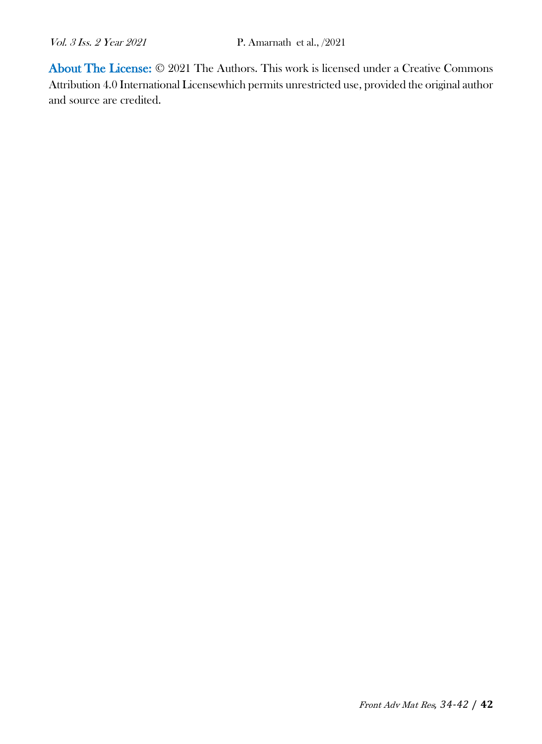**About The License:** © 2021 The Authors. This work is licensed under a Creative Commons Attribution 4.0 International Licensewhich permits unrestricted use, provided the original author and source are credited.